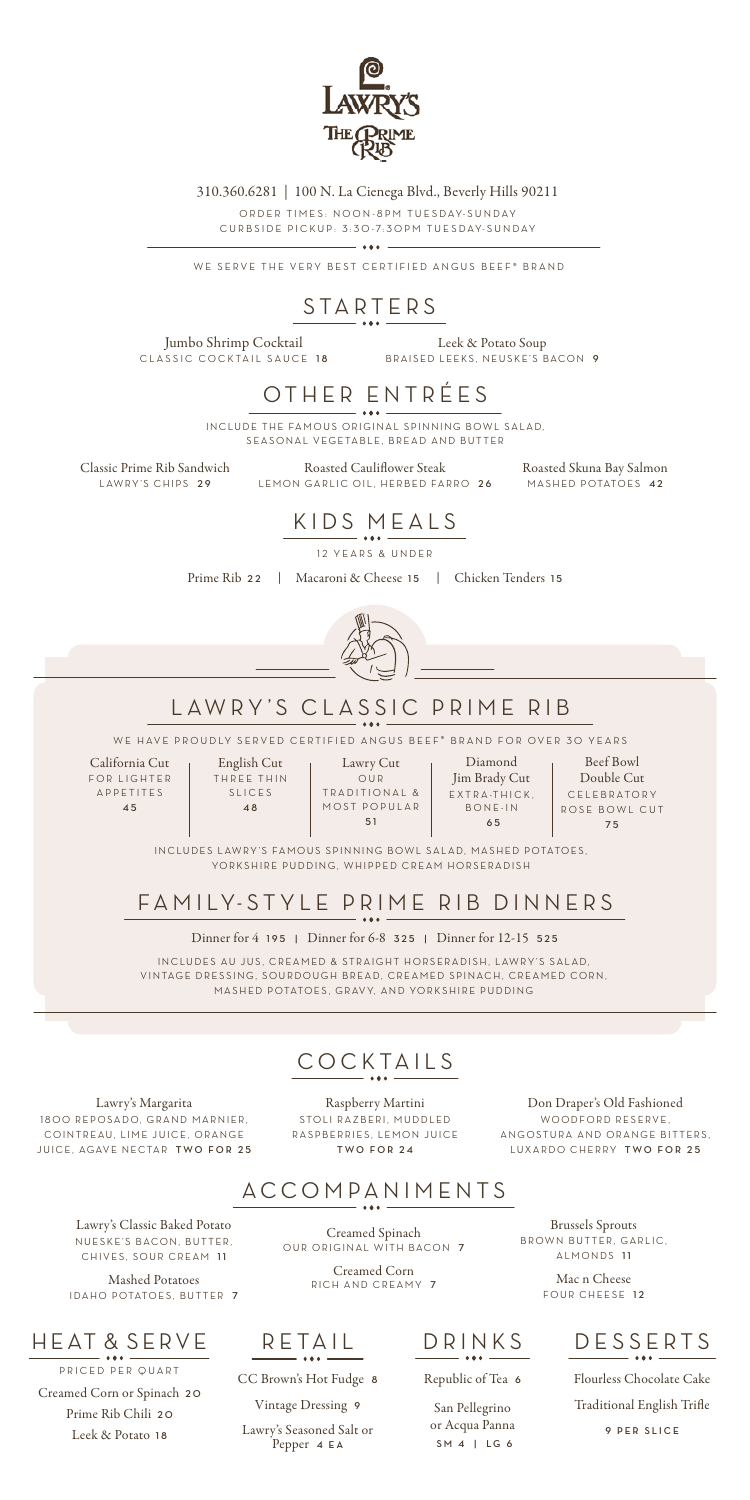310.360.6281 | 100 N. La Cienega Blvd., Beverly Hills 90211

ORDER TIMES: NOON-8PM TUESDAY-SUNDAY
CURBSIDE PICKUP: 3:30-7:30PM TUESDAY-SUNDAY

WE SERVE THE VERY BEST CERTIFIED ANGUS BEEF® BRAND

## STARTERS

Jumbo Shrimp Cocktail
CLASSIC COCKTAIL SAUCE 18

Leek & Potato Soup
BRAISED LEEKS, NEUSKE'S BACON 9

## OTHER ENTRÉES

INCLUDE THE FAMOUS ORIGINAL SPINNING BOWL SALAD, SEASONAL VEGETABLE, BREAD AND BUTTER

Classic Prime Rib Sandwich
LAWRY'S CHIPS 29

Roasted Cauliflower Steak
LEMON GARLIC OIL, HERBED FARRO 26

Roasted Skuna Bay Salmon
MASHED POTATOES 42

## KIDS MEALS

12 YEARS & UNDER

Prime Rib 22 | Macaroni & Cheese 15 | Chicken Tenders 15

## LAWRY'S CLASSIC PRIME RIB

WE HAVE PROUDLY SERVED CERTIFIED ANGUS BEEF® BRAND FOR OVER 30 YEARS

California Cut
FOR LIGHTER APPETITES
45

English Cut
THREE THIN SLICES
48

Lawry Cut
OUR TRADITIONAL & MOST POPULAR
51

Diamond Jim Brady Cut
EXTRA-THICK, BONE-IN
65

Beef Bowl Double Cut
CELEBRATORY ROSE BOWL CUT
75

INCLUDES LAWRY'S FAMOUS SPINNING BOWL SALAD, MASHED POTATOES, YORKSHIRE PUDDING, WHIPPED CREAM HORSERADISH

## FAMILY-STYLE PRIME RIB DINNERS

Dinner for 4 195 | Dinner for 6-8 325 | Dinner for 12-15 525

INCLUDES AU JUS, CREAMED & STRAIGHT HORSERADISH, LAWRY'S SALAD, VINTAGE DRESSING, SOURDOUGH BREAD, CREAMED SPINACH, CREAMED CORN, MASHED POTATOES, GRAVY, AND YORKSHIRE PUDDING

## COCKTAILS

Lawry's Margarita
1800 REPOSADO, GRAND MARNIER, COINTREAU, LIME JUICE, ORANGE JUICE, AGAVE NECTAR TWO FOR 25

Raspberry Martini
STOLI RAZBERI, MUDDLED RASPBERRIES, LEMON JUICE
TWO FOR 24

Don Draper's Old Fashioned
WOODFORD RESERVE, ANGOSTURA AND ORANGE BITTERS, LUXARDO CHERRY TWO FOR 25

## ACCOMPANIMENTS

Lawry's Classic Baked Potato
NUESKE'S BACON, BUTTER, CHIVES, SOUR CREAM 11

Mashed Potatoes
IDAHO POTATOES, BUTTER 7

Creamed Spinach
OUR ORIGINAL WITH BACON 7

Creamed Corn
RICH AND CREAMY 7

Brussels Sprouts
BROWN BUTTER, GARLIC, ALMONDS 11

Mac n Cheese
FOUR CHEESE 12

## HEAT & SERVE

PRICED PER QUART

Creamed Corn or Spinach 20
Prime Rib Chili 20
Leek & Potato 18

## RETAIL

CC Brown's Hot Fudge 8
Vintage Dressing 9
Lawry's Seasoned Salt or Pepper 4 EA

## DRINKS

Republic of Tea 6
San Pellegrino or Acqua Panna
SM 4 | LG 6

## DESSERTS

Flourless Chocolate Cake
Traditional English Trifle
9 PER SLICE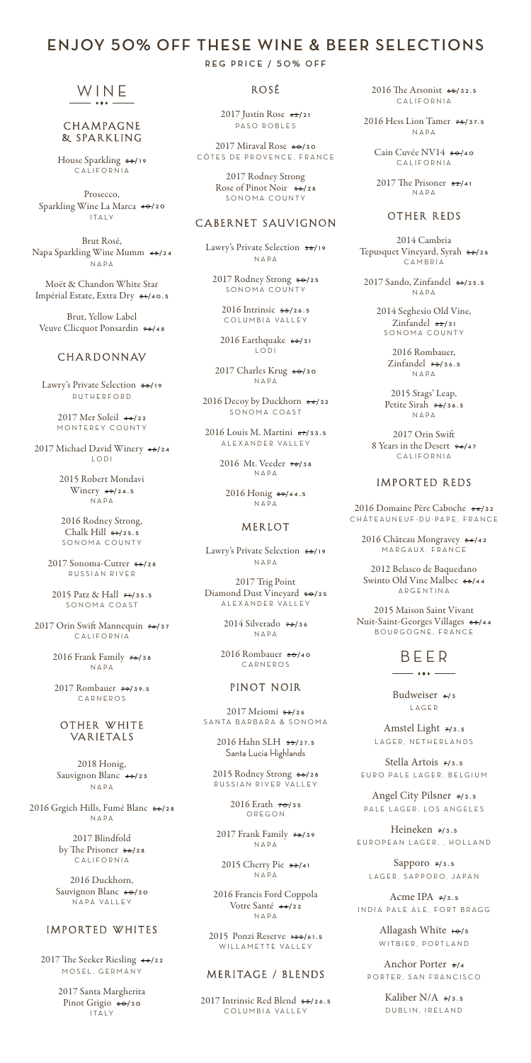# ENJOY 50% OFF THESE WINE & BEER SELECTIONS

REG PRICE / 50% OFF

## WINE

### CHAMPAGNE & SPARKLING

House Sparkling ~~38~~/19
CALIFORNIA

Prosecco, Sparkling Wine La Marca ~~40~~/20
ITALY

Brut Rosé, Napa Sparkling Wine Mumm ~~48~~/24
NAPA

Moët & Chandon White Star Impérial Estate, Extra Dry ~~81~~/40.5

Brut, Yellow Label Veuve Clicquot Ponsardin ~~96~~/48

### CHARDONNAY

Lawry's Private Selection ~~38~~/19
RUTHERFORD

2017 Mer Soleil ~~44~~/22
MONTEREY COUNTY

2017 Michael David Winery ~~48~~/24
LODI

2015 Robert Mondavi Winery ~~49~~/24.5
NAPA

2016 Rodney Strong, Chalk Hill ~~51~~/25.5
SONOMA COUNTY

2017 Sonoma-Cutrer ~~56~~/28
RUSSIAN RIVER

2015 Patz & Hall ~~71~~/35.5
SONOMA COAST

2017 Orin Swift Mannequin ~~74~~/37
CALIFORNIA

2016 Frank Family ~~76~~/38
NAPA

2017 Rombauer ~~79~~/39.5
CARNEROS

### OTHER WHITE VARIETALS

2018 Honig, Sauvignon Blanc ~~46~~/23
NAPA

2016 Grgich Hills, Fumé Blanc ~~56~~/28
NAPA

2017 Blindfold by The Prisoner ~~56~~/28
CALIFORNIA

2016 Duckhorn, Sauvignon Blanc ~~60~~/30
NAPA VALLEY

### IMPORTED WHITES

2017 The Seeker Riesling ~~44~~/22
MOSEL, GERMANY

2017 Santa Margherita Pinot Grigio ~~60~~/30
ITALY

### ROSÉ

2017 Justin Rose ~~42~~/21
PASO ROBLES

2017 Miraval Rose ~~60~~/30
CÔTES DE PROVENCE, FRANCE

2017 Rodney Strong Rose of Pinot Noir ~~56~~/28
SONOMA COUNTY

### CABERNET SAUVIGNON

Lawry's Private Selection ~~38~~/19
NAPA

2017 Rodney Strong ~~50~~/25
SONOMA COUNTY

2016 Intrinsic ~~53~~/26.5
COLUMBIA VALLEY

2016 Earthquake ~~62~~/31
LODI

2017 Charles Krug ~~60~~/30
NAPA

2016 Decoy by Duckhorn ~~64~~/32
SONOMA COAST

2016 Louis M. Martini ~~67~~/33.5
ALEXANDER VALLEY

2016 Mt. Veeder ~~76~~/38
NAPA

2016 Honig ~~89~~/44.5
NAPA

### MERLOT

Lawry's Private Selection ~~38~~/19
NAPA

2017 Trig Point Diamond Dust Vineyard ~~50~~/25
ALEXANDER VALLEY

2014 Silverado ~~72~~/36
NAPA

2016 Rombauer ~~80~~/40
CARNEROS

### PINOT NOIR

2017 Meiomi ~~52~~/26
SANTA BARBARA & SONOMA

2016 Hahn SLH ~~55~~/27.5
Santa Lucia Highlands

2015 Rodney Strong ~~56~~/28
RUSSIAN RIVER VALLEY

2016 Erath ~~70~~/35
OREGON

2017 Frank Family ~~78~~/39
NAPA

2015 Cherry Pie ~~82~~/41
NAPA

2016 Francis Ford Coppola Votre Santé ~~44~~/22
NAPA

2015 Ponzi Reserve ~~123~~/61.5
WILLAMETTE VALLEY

### MERITAGE / BLENDS

2017 Intrinsic Red Blend ~~53~~/26.5
COLUMBIA VALLEY

2016 The Arsonist ~~65~~/32.5
CALIFORNIA

2016 Hess Lion Tamer ~~75~~/37.5
NAPA

Cain Cuvée NV14 ~~80~~/40
CALIFORNIA

2017 The Prisoner ~~82~~/41
NAPA

### OTHER REDS

2014 Cambria Tepusquet Vineyard, Syrah ~~52~~/26
CAMBRIA

2017 Sando, Zinfandel ~~51~~/25.5
NAPA

2014 Seghesio Old Vine, Zinfandel ~~62~~/31
SONOMA COUNTY

2016 Rombauer, Zinfandel ~~73~~/36.5
NAPA

2015 Stags' Leap, Petite Sirah ~~73~~/36.5
NAPA

2017 Orin Swift 8 Years in the Desert ~~94~~/47
CALIFORNIA

### IMPORTED REDS

2016 Domaine Père Caboche ~~64~~/32
CHÂTEAUNEUF-DU-PAPE, FRANCE

2016 Château Mongravey ~~84~~/42
MARGAUX, FRANCE

2012 Belasco de Baquedano Swinto Old Vine Malbec ~~88~~/44
ARGENTINA

2015 Maison Saint Vivant Nuit-Saint-Georges Villages ~~88~~/44
BOURGOGNE, FRANCE

## BEER

Budweiser ~~6~~/3
LAGER

Amstel Light ~~7~~/3.5
LAGER, NETHERLANDS

Stella Artois ~~7~~/3.5
EURO PALE LAGER, BELGIUM

Angel City Pilsner ~~7~~/3.5
PALE LAGER, LOS ANGELES

Heineken ~~7~~/3.5
EUROPEAN LAGER, , HOLLAND

Sapporo ~~7~~/3.5
LAGER, SAPPORO, JAPAN

Acme IPA ~~7~~/3.5
INDIA PALE ALE, FORT BRAGG

Allagash White ~~10~~/5
WITBIER, PORTLAND

Anchor Porter ~~8~~/4
PORTER, SAN FRANCISCO

Kaliber N/A ~~7~~/3.5
DUBLIN, IRELAND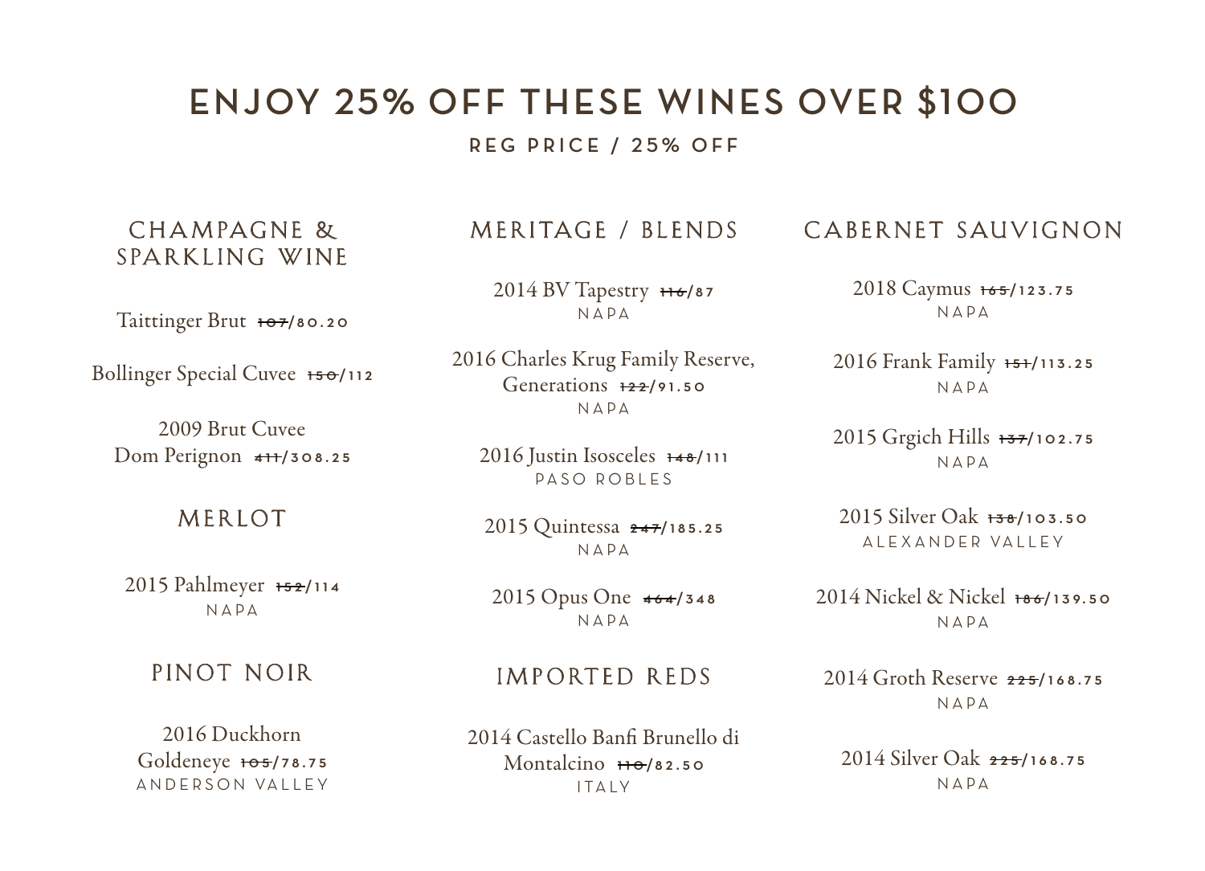# ENJOY 25% OFF THESE WINES OVER $100

REG PRICE / 25% OFF

## CHAMPAGNE & SPARKLING WINE

Taittinger Brut ~~107~~/80.20

Bollinger Special Cuvee ~~150~~/112

2009 Brut Cuvee Dom Perignon ~~411~~/308.25

## MERLOT

2015 Pahlmeyer ~~152~~/114
NAPA

## PINOT NOIR

2016 Duckhorn Goldeneye ~~105~~/78.75
ANDERSON VALLEY

## MERITAGE / BLENDS

2014 BV Tapestry ~~116~~/87
NAPA

2016 Charles Krug Family Reserve, Generations ~~122~~/91.50
NAPA

2016 Justin Isosceles ~~148~~/111
PASO ROBLES

2015 Quintessa ~~247~~/185.25
NAPA

2015 Opus One ~~464~~/348
NAPA

## IMPORTED REDS

2014 Castello Banfi Brunello di Montalcino ~~110~~/82.50
ITALY

## CABERNET SAUVIGNON

2018 Caymus ~~165~~/123.75
NAPA

2016 Frank Family ~~151~~/113.25
NAPA

2015 Grgich Hills ~~137~~/102.75
NAPA

2015 Silver Oak ~~138~~/103.50
ALEXANDER VALLEY

2014 Nickel & Nickel ~~186~~/139.50
NAPA

2014 Groth Reserve ~~225~~/168.75
NAPA

2014 Silver Oak ~~225~~/168.75
NAPA